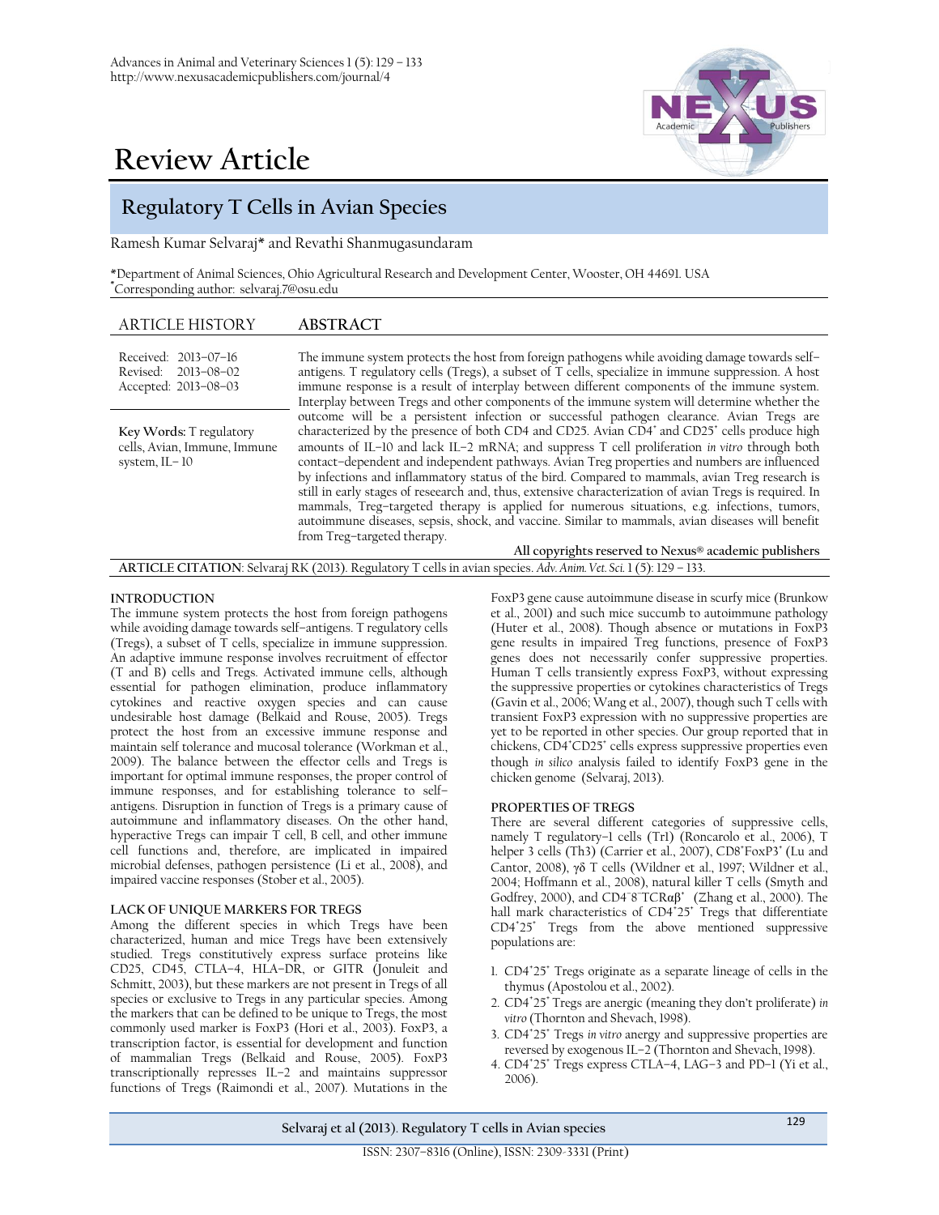# Review Article

## Regulatory T Cells in Avian Species

Ramesh Kumar Selvaraj* and Revathi Shanmugasundaram

*Department of Animal Sciences, Ohio Agricultural Research and Development Center, Wooster, OH 44691. USA
*Corresponding author: selvaraj.7@osu.edu

**ARTICLE HISTORY**

Received: 2013–07–16
Revised: 2013–08–02
Accepted: 2013–08–03

**Key Words:** T regulatory cells, Avian, Immune, Immune system, IL–10

**ABSTRACT**

The immune system protects the host from foreign pathogens while avoiding damage towards self–antigens. T regulatory cells (Tregs), a subset of T cells, specialize in immune suppression. A host immune response is a result of interplay between different components of the immune system. Interplay between Tregs and other components of the immune system will determine whether the outcome will be a persistent infection or successful pathogen clearance. Avian Tregs are characterized by the presence of both CD4 and CD25. Avian $CD4^+$ and $CD25^+$ cells produce high amounts of IL–10 and lack IL–2 mRNA; and suppress T cell proliferation *in vitro* through both contact–dependent and independent pathways. Avian Treg properties and numbers are influenced by infections and inflammatory status of the bird. Compared to mammals, avian Treg research is still in early stages of reseearch and, thus, extensive characterization of avian Tregs is required. In mammals, Treg–targeted therapy is applied for numerous situations, e.g. infections, tumors, autoimmune diseases, sepsis, shock, and vaccine. Similar to mammals, avian diseases will benefit from Treg–targeted therapy.

**All copyrights reserved to Nexus® academic publishers**

**ARTICLE CITATION**: Selvaraj RK (2013). Regulatory T cells in avian species. *Adv. Anim. Vet. Sci.* 1 (5): 129 – 133.

### INTRODUCTION

The immune system protects the host from foreign pathogens while avoiding damage towards self–antigens. T regulatory cells (Tregs), a subset of T cells, specialize in immune suppression. An adaptive immune response involves recruitment of effector (T and B) cells and Tregs. Activated immune cells, although essential for pathogen elimination, produce inflammatory cytokines and reactive oxygen species and can cause undesirable host damage (Belkaid and Rouse, 2005). Tregs protect the host from an excessive immune response and maintain self tolerance and mucosal tolerance (Workman et al., 2009). The balance between the effector cells and Tregs is important for optimal immune responses, the proper control of immune responses, and for establishing tolerance to self–antigens. Disruption in function of Tregs is a primary cause of autoimmune and inflammatory diseases. On the other hand, hyperactive Tregs can impair T cell, B cell, and other immune cell functions and, therefore, are implicated in impaired microbial defenses, pathogen persistence (Li et al., 2008), and impaired vaccine responses (Stober et al., 2005).

### LACK OF UNIQUE MARKERS FOR TREGS

Among the different species in which Tregs have been characterized, human and mice Tregs have been extensively studied. Tregs constitutively express surface proteins like CD25, CD45, CTLA–4, HLA–DR, or GITR (Jonuleit and Schmitt, 2003), but these markers are not present in Tregs of all species or exclusive to Tregs in any particular species. Among the markers that can be defined to be unique to Tregs, the most commonly used marker is FoxP3 (Hori et al., 2003). FoxP3, a transcription factor, is essential for development and function of mammalian Tregs (Belkaid and Rouse, 2005). FoxP3 transcriptionally represses IL–2 and maintains suppressor functions of Tregs (Raimondi et al., 2007). Mutations in the FoxP3 gene cause autoimmune disease in scurfy mice (Brunkow et al., 2001) and such mice succumb to autoimmune pathology (Huter et al., 2008). Though absence or mutations in FoxP3 gene results in impaired Treg functions, presence of FoxP3 genes does not necessarily confer suppressive properties. Human T cells transiently express FoxP3, without expressing the suppressive properties or cytokines characteristics of Tregs (Gavin et al., 2006; Wang et al., 2007), though such T cells with transient FoxP3 expression with no suppressive properties are yet to be reported in other species. Our group reported that in chickens, $CD4^+CD25^+$ cells express suppressive properties even though *in silico* analysis failed to identify FoxP3 gene in the chicken genome (Selvaraj, 2013).

### PROPERTIES OF TREGS

There are several different categories of suppressive cells, namely T regulatory–1 cells (Tr1) (Roncarolo et al., 2006), T helper 3 cells (Th3) (Carrier et al., 2007), $CD8^+FoxP3^+$ (Lu and Cantor, 2008), γδ T cells (Wildner et al., 1997; Wildner et al., 2004; Hoffmann et al., 2008), natural killer T cells (Smyth and Godfrey, 2000), and $CD4^-8^-TCR\alpha\beta^+$ (Zhang et al., 2000). The hall mark characteristics of $CD4^+25^+$ Tregs that differentiate $CD4^+25^+$ Tregs from the above mentioned suppressive populations are:

1. $CD4^+25^+$ Tregs originate as a separate lineage of cells in the thymus (Apostolou et al., 2002).
2. $CD4^+25^+$ Tregs are anergic (meaning they don't proliferate) *in vitro* (Thornton and Shevach, 1998).
3. $CD4^+25^+$ Tregs *in vitro* anergy and suppressive properties are reversed by exogenous IL–2 (Thornton and Shevach, 1998).
4. $CD4^+25^+$ Tregs express CTLA–4, LAG–3 and PD–1 (Yi et al., 2006).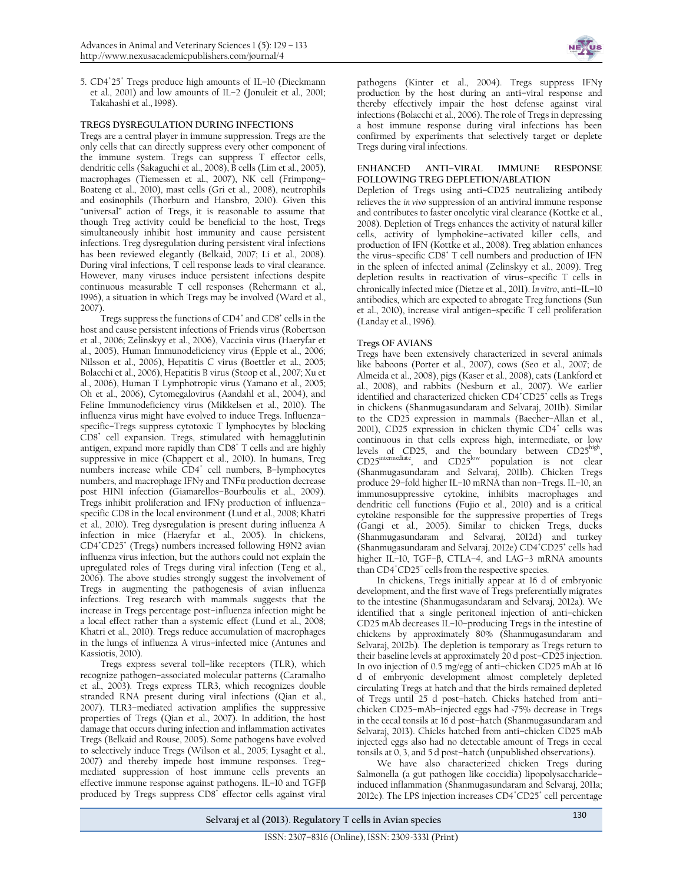5. $CD4^+25^+$ Tregs produce high amounts of IL–10 (Dieckmann et al., 2001) and low amounts of IL–2 (Jonuleit et al., 2001; Takahashi et al., 1998).

## TREGS DYSREGULATION DURING INFECTIONS

Tregs are a central player in immune suppression. Tregs are the only cells that can directly suppress every other component of the immune system. Tregs can suppress T effector cells, dendritic cells (Sakaguchi et al., 2008), B cells (Lim et al., 2005), macrophages (Tiemessen et al., 2007), NK cell (Frimpong-Boateng et al., 2010), mast cells (Gri et al., 2008), neutrophils and eosinophils (Thorburn and Hansbro, 2010). Given this "universal" action of Tregs, it is reasonable to assume that though Treg activity could be beneficial to the host, Tregs simultaneously inhibit host immunity and cause persistent infections. Treg dysregulation during persistent viral infections has been reviewed elegantly (Belkaid, 2007; Li et al., 2008). During viral infections, T cell response leads to viral clearance. However, many viruses induce persistent infections despite continuous measurable T cell responses (Rehermann et al., 1996), a situation in which Tregs may be involved (Ward et al., 2007).

Tregs suppress the functions of $CD4^+$ and $CD8^+$ cells in the host and cause persistent infections of Friends virus (Robertson et al., 2006; Zelinskyy et al., 2006), Vaccinia virus (Haeryfar et al., 2005), Human Immunodeficiency virus (Epple et al., 2006; Nilsson et al., 2006), Hepatitis C virus (Boettler et al., 2005; Bolacchi et al., 2006), Hepatitis B virus (Stoop et al., 2007; Xu et al., 2006), Human T Lymphotropic virus (Yamano et al., 2005; Oh et al., 2006), Cytomegalovirus (Aandahl et al., 2004), and Feline Immunodeficiency virus (Mikkelsen et al., 2010). The influenza virus might have evolved to induce Tregs. Influenza–specific–Tregs suppress cytotoxic T lymphocytes by blocking $CD8^+$ cell expansion. Tregs, stimulated with hemagglutinin antigen, expand more rapidly than $CD8^+$ T cells and are highly suppressive in mice (Chappert et al., 2010). In humans, Treg numbers increase while $CD4^+$ cell numbers, B–lymphocytes numbers, and macrophage IFNγ and TNFα production decrease post H1N1 infection (Giamarellos-Bourboulis et al., 2009). Tregs inhibit proliferation and IFNγ production of influenza-specific CD8 in the local environment (Lund et al., 2008; Khatri et al., 2010). Treg dysregulation is present during influenza A infection in mice (Haeryfar et al., 2005). In chickens, $CD4^+CD25^+$ (Tregs) numbers increased following H9N2 avian influenza virus infection, but the authors could not explain the upregulated roles of Tregs during viral infection (Teng et al., 2006). The above studies strongly suggest the involvement of Tregs in augmenting the pathogenesis of avian influenza infections. Treg research with mammals suggests that the increase in Tregs percentage post–influenza infection might be a local effect rather than a systemic effect (Lund et al., 2008; Khatri et al., 2010). Tregs reduce accumulation of macrophages in the lungs of influenza A virus–infected mice (Antunes and Kassiotis, 2010).

Tregs express several toll–like receptors (TLR), which recognize pathogen–associated molecular patterns (Caramalho et al., 2003). Tregs express TLR3, which recognizes double stranded RNA present during viral infections (Qian et al., 2007). TLR3–mediated activation amplifies the suppressive properties of Tregs (Qian et al., 2007). In addition, the host damage that occurs during infection and inflammation activates Tregs (Belkaid and Rouse, 2005). Some pathogens have evolved to selectively induce Tregs (Wilson et al., 2005; Lysaght et al., 2007) and thereby impede host immune responses. Treg–mediated suppression of host immune cells prevents an effective immune response against pathogens. IL–10 and TGFβ produced by Tregs suppress $CD8^+$ effector cells against viral pathogens (Kinter et al., 2004). Tregs suppress IFNγ production by the host during an anti–viral response and thereby effectively impair the host defense against viral infections (Bolacchi et al., 2006). The role of Tregs in depressing a host immune response during viral infections has been confirmed by experiments that selectively target or deplete Tregs during viral infections.

## ENHANCED ANTI–VIRAL IMMUNE RESPONSE FOLLOWING TREG DEPLETION/ABLATION

Depletion of Tregs using anti–CD25 neutralizing antibody relieves the *in vivo* suppression of an antiviral immune response and contributes to faster oncolytic viral clearance (Kottke et al., 2008). Depletion of Tregs enhances the activity of natural killer cells, activity of lymphokine–activated killer cells, and production of IFN (Kottke et al., 2008). Treg ablation enhances the virus–specific $CD8^+$ T cell numbers and production of IFN in the spleen of infected animal (Zelinskyy et al., 2009). Treg depletion results in reactivation of virus–specific T cells in chronically infected mice (Dietze et al., 2011). *In vitro*, anti–IL–10 antibodies, which are expected to abrogate Treg functions (Sun et al., 2010), increase viral antigen–specific T cell proliferation (Landay et al., 1996).

## Tregs OF AVIANS

Tregs have been extensively characterized in several animals like baboons (Porter et al., 2007), cows (Seo et al., 2007; de Almeida et al., 2008), pigs (Kaser et al., 2008), cats (Lankford et al., 2008), and rabbits (Nesburn et al., 2007). We earlier identified and characterized chicken $CD4^+CD25^+$ cells as Tregs in chickens (Shanmugasundaram and Selvaraj, 2011b). Similar to the CD25 expression in mammals (Baecher-Allan et al., 2001), CD25 expression in chicken thymic $CD4^+$ cells was continuous in that cells express high, intermediate, or low levels of CD25, and the boundary between $CD25^{high}$, $CD25^{intermediate}$, and $CD25^{low}$ population is not clear (Shanmugasundaram and Selvaraj, 2011b). Chicken Tregs produce 29–fold higher IL–10 mRNA than non–Tregs. IL–10, an immunosuppressive cytokine, inhibits macrophages and dendritic cell functions (Fujio et al., 2010) and is a critical cytokine responsible for the suppressive properties of Tregs (Gangi et al., 2005). Similar to chicken Tregs, ducks (Shanmugasundaram and Selvaraj, 2012d) and turkey (Shanmugasundaram and Selvaraj, 2012e) $CD4^+CD25^+$ cells had higher IL–10, TGF–β, CTLA–4, and LAG–3 mRNA amounts than $CD4^+CD25^-$ cells from the respective species.

In chickens, Tregs initially appear at 16 d of embryonic development, and the first wave of Tregs preferentially migrates to the intestine (Shanmugasundaram and Selvaraj, 2012a). We identified that a single peritoneal injection of anti–chicken CD25 mAb decreases IL–10–producing Tregs in the intestine of chickens by approximately 80% (Shanmugasundaram and Selvaraj, 2012b). The depletion is temporary as Tregs return to their baseline levels at approximately 20 d post–CD25 injection. In ovo injection of 0.5 mg/egg of anti–chicken CD25 mAb at 16 d of embryonic development almost completely depleted circulating Tregs at hatch and that the birds remained depleted of Tregs until 25 d post–hatch. Chicks hatched from anti–chicken CD25–mAb–injected eggs had ~75% decrease in Tregs in the cecal tonsils at 16 d post–hatch (Shanmugasundaram and Selvaraj, 2013). Chicks hatched from anti–chicken CD25 mAb injected eggs also had no detectable amount of Tregs in cecal tonsils at 0, 3, and 5 d post–hatch (unpublished observations).

We have also characterized chicken Tregs during Salmonella (a gut pathogen like coccidia) lipopolysaccharide–induced inflammation (Shanmugasundaram and Selvaraj, 2011a; 2012c). The LPS injection increases $CD4^+CD25^+$ cell percentage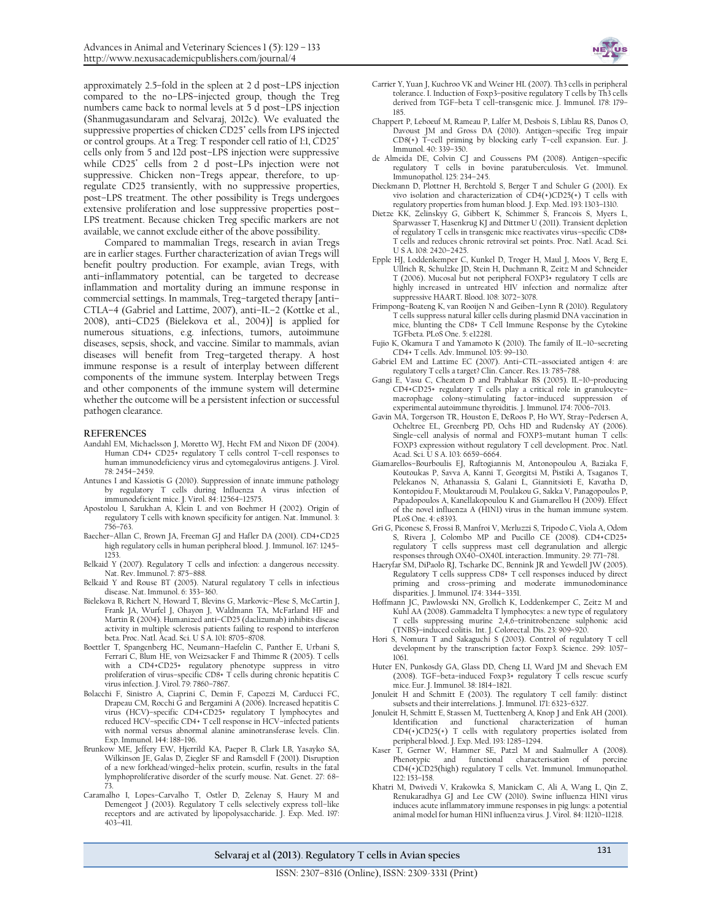approximately 2.5–fold in the spleen at 2 d post–LPS injection compared to the no–LPS–injected group, though the Treg numbers came back to normal levels at 5 d post–LPS injection (Shanmugasundaram and Selvaraj, 2012c). We evaluated the suppressive properties of chicken CD25$^{+}$ cells from LPS injected or control groups. At a Treg: T responder cell ratio of 1:1, CD25$^{+}$ cells only from 5 and 12d post–LPS injection were suppressive while CD25$^{+}$ cells from 2 d post–LPs injection were not suppressive. Chicken non–Tregs appear, therefore, to up-regulate CD25 transiently, with no suppressive properties, post–LPS treatment. The other possibility is Tregs undergoes extensive proliferation and lose suppressive properties post–LPS treatment. Because chicken Treg specific markers are not available, we cannot exclude either of the above possibility.

Compared to mammalian Tregs, research in avian Tregs are in earlier stages. Further characterization of avian Tregs will benefit poultry production. For example, avian Tregs, with anti–inflammatory potential, can be targeted to decrease inflammation and mortality during an immune response in commercial settings. In mammals, Treg–targeted therapy [anti–CTLA–4 (Gabriel and Lattime, 2007), anti–IL–2 (Kottke et al., 2008), anti–CD25 (Bielekova et al., 2004)] is applied for numerous situations, e.g. infections, tumors, autoimmune diseases, sepsis, shock, and vaccine. Similar to mammals, avian diseases will benefit from Treg–targeted therapy. A host immune response is a result of interplay between different components of the immune system. Interplay between Tregs and other components of the immune system will determine whether the outcome will be a persistent infection or successful pathogen clearance.

## REFERENCES

Aandahl EM, Michaelsson J, Moretto WJ, Hecht FM and Nixon DF (2004). Human CD4+ CD25+ regulatory T cells control T–cell responses to human immunodeficiency virus and cytomegalovirus antigens. J. Virol. 78: 2454–2459.

Antunes I and Kassiotis G (2010). Suppression of innate immune pathology by regulatory T cells during Influenza A virus infection of immunodeficient mice. J. Virol. 84: 12564–12575.

Apostolou I, Sarukhan A, Klein L and von Boehmer H (2002). Origin of regulatory T cells with known specificity for antigen. Nat. Immunol. 3: 756–763.

Baecher–Allan C, Brown JA, Freeman GJ and Hafler DA (2001). CD4+CD25 high regulatory cells in human peripheral blood. J. Immunol. 167: 1245–1253.

Belkaid Y (2007). Regulatory T cells and infection: a dangerous necessity. Nat. Rev. Immunol. 7: 875–888.

Belkaid Y and Rouse BT (2005). Natural regulatory T cells in infectious disease. Nat. Immunol. 6: 353–360.

Bielekova B, Richert N, Howard T, Blevins G, Markovic–Plese S, McCartin J, Frank JA, Wurfel J, Ohayon J, Waldmann TA, McFarland HF and Martin R (2004). Humanized anti–CD25 (daclizumab) inhibits disease activity in multiple sclerosis patients failing to respond to interferon beta. Proc. Natl. Acad. Sci. U S A. 101: 8705–8708.

Boettler T, Spangenberg HC, Neumann–Haefelin C, Panther E, Urbani S, Ferrari C, Blum HE, von Weizsacker F and Thimme R (2005). T cells with a CD4+CD25+ regulatory phenotype suppress in vitro proliferation of virus–specific CD8+ T cells during chronic hepatitis C virus infection. J. Virol. 79: 7860–7867.

Bolacchi F, Sinistro A, Ciaprini C, Demin F, Capozzi M, Carducci FC, Drapeau CM, Rocchi G and Bergamini A (2006). Increased hepatitis C virus (HCV)–specific CD4+CD25+ regulatory T lymphocytes and reduced HCV–specific CD4+ T cell response in HCV–infected patients with normal versus abnormal alanine aminotransferase levels. Clin. Exp. Immunol. 144: 188–196.

Brunkow ME, Jeffery EW, Hjerrild KA, Paeper B, Clark LB, Yasayko SA, Wilkinson JE, Galas D, Ziegler SF and Ramsdell F (2001). Disruption of a new forkhead/winged–helix protein, scurfin, results in the fatal lymphoproliferative disorder of the scurfy mouse. Nat. Genet. 27: 68–73.

Caramalho I, Lopes–Carvalho T, Ostler D, Zelenay S, Haury M and Demengeot J (2003). Regulatory T cells selectively express toll–like receptors and are activated by lipopolysaccharide. J. Exp. Med. 197: 403–411.

Carrier Y, Yuan J, Kuchroo VK and Weiner HL (2007). Th3 cells in peripheral tolerance. I. Induction of Foxp3–positive regulatory T cells by Th3 cells derived from TGF–beta T cell–transgenic mice. J. Immunol. 178: 179–185.

Chappert P, Leboeuf M, Rameau P, Lalfer M, Desbois S, Liblau RS, Danos O, Davoust JM and Gross DA (2010). Antigen–specific Treg impair CD8(+) T–cell priming by blocking early T–cell expansion. Eur. J. Immunol. 40: 339–350.

de Almeida DE, Colvin CJ and Coussens PM (2008). Antigen–specific regulatory T cells in bovine paratuberculosis. Vet. Immunol. Immunopathol. 125: 234–245.

Dieckmann D, Plottner H, Berchtold S, Berger T and Schuler G (2001). Ex vivo isolation and characterization of CD4(+)CD25(+) T cells with regulatory properties from human blood. J. Exp. Med. 193: 1303–1310.

Dietze KK, Zelinskyy G, Gibbert K, Schimmer S, Francois S, Myers L, Sparwasser T, Hasenkrug KJ and Dittmer U (2011). Transient depletion of regulatory T cells in transgenic mice reactivates virus–specific CD8+ T cells and reduces chronic retroviral set points. Proc. Natl. Acad. Sci. U S A. 108: 2420–2425.

Epple HJ, Loddenkemper C, Kunkel D, Troger H, Maul J, Moos V, Berg E, Ullrich R, Schulzke JD, Stein H, Duchmann R, Zeitz M and Schneider T (2006). Mucosal but not peripheral FOXP3+ regulatory T cells are highly increased in untreated HIV infection and normalize after suppressive HAART. Blood. 108: 3072–3078.

Frimpong–Boateng K, van Rooijen N and Geiben–Lynn R (2010). Regulatory T cells suppress natural killer cells during plasmid DNA vaccination in mice, blunting the CD8+ T Cell Immune Response by the Cytokine TGFbeta. PLoS One. 5: e12281.

Fujio K, Okamura T and Yamamoto K (2010). The family of IL–10–secreting CD4+ T cells. Adv. Immunol. 105: 99–130.

Gabriel EM and Lattime EC (2007). Anti–CTL–associated antigen 4: are regulatory T cells a target? Clin. Cancer. Res. 13: 785–788.

Gangi E, Vasu C, Cheatem D and Prabhakar BS (2005). IL–10–producing CD4+CD25+ regulatory T cells play a critical role in granulocyte–macrophage colony–stimulating factor–induced suppression of experimental autoimmune thyroiditis. J. Immunol. 174: 7006–7013.

Gavin MA, Torgerson TR, Houston E, DeRoos P, Ho WY, Stray–Pedersen A, Ocheltree EL, Greenberg PD, Ochs HD and Rudensky AY (2006). Single–cell analysis of normal and FOXP3–mutant human T cells: FOXP3 expression without regulatory T cell development. Proc. Natl. Acad. Sci. U S A. 103: 6659–6664.

Giamarellos–Bourboulis EJ, Raftogiannis M, Antonopoulou A, Baziaka F, Koutoukas P, Savva A, Kanni T, Georgitsi M, Pistiki A, Tsaganos T, Pelekanos N, Athanassia S, Galani L, Giannitsioti E, Kavatha D, Kontopidou F, Mouktaroudi M, Poulakou G, Sakka V, Panagopoulos P, Papadopoulos A, Kanellakopoulou K and Giamarellou H (2009). Effect of the novel influenza A (H1N1) virus in the human immune system. PLoS One. 4: e8393.

Gri G, Piconese S, Frossi B, Manfroi V, Merluzzi S, Tripodo C, Viola A, Odom S, Rivera J, Colombo MP and Pucillo CE (2008). CD4+CD25+ regulatory T cells suppress mast cell degranulation and allergic responses through OX40–OX40L interaction. Immunity. 29: 771–781.

Haeryfar SM, DiPaolo RJ, Tscharke DC, Bennink JR and Yewdell JW (2005). Regulatory T cells suppress CD8+ T cell responses induced by direct priming and cross–priming and moderate immunodominance disparities. J. Immunol. 174: 3344–3351.

Hoffmann JC, Pawlowski NN, Grollich K, Loddenkemper C, Zeitz M and Kuhl AA (2008). Gammadelta T lymphocytes: a new type of regulatory T cells suppressing murine 2,4,6–trinitrobenzene sulphonic acid (TNBS)–induced colitis. Int. J. Colorectal. Dis. 23: 909–920.

Hori S, Nomura T and Sakaguchi S (2003). Control of regulatory T cell development by the transcription factor Foxp3. Science. 299: 1057–1061.

Huter EN, Punkosdy GA, Glass DD, Cheng LI, Ward JM and Shevach EM (2008). TGF–beta–induced Foxp3+ regulatory T cells rescue scurfy mice. Eur. J. Immunol. 38: 1814–1821.

Jonuleit H and Schmitt E (2003). The regulatory T cell family: distinct subsets and their interrelations. J. Immunol. 171: 6323–6327.

Jonuleit H, Schmitt E, Stassen M, Tuettenberg A, Knop J and Enk AH (2001). Identification and functional characterization of human CD4(+)CD25(+) T cells with regulatory properties isolated from peripheral blood. J. Exp. Med. 193: 1285–1294.

Kaser T, Gerner W, Hammer SE, Patzl M and Saalmuller A (2008). Phenotypic and functional characterisation of porcine CD4(+)CD25(high) regulatory T cells. Vet. Immunol. Immunopathol. 122: 153–158.

Khatri M, Dwivedi V, Krakowska S, Manickam C, Ali A, Wang L, Qin Z, Renukaradhya GJ and Lee CW (2010). Swine influenza H1N1 virus induces acute inflammatory immune responses in pig lungs: a potential animal model for human H1N1 influenza virus. J. Virol. 84: 11210–11218.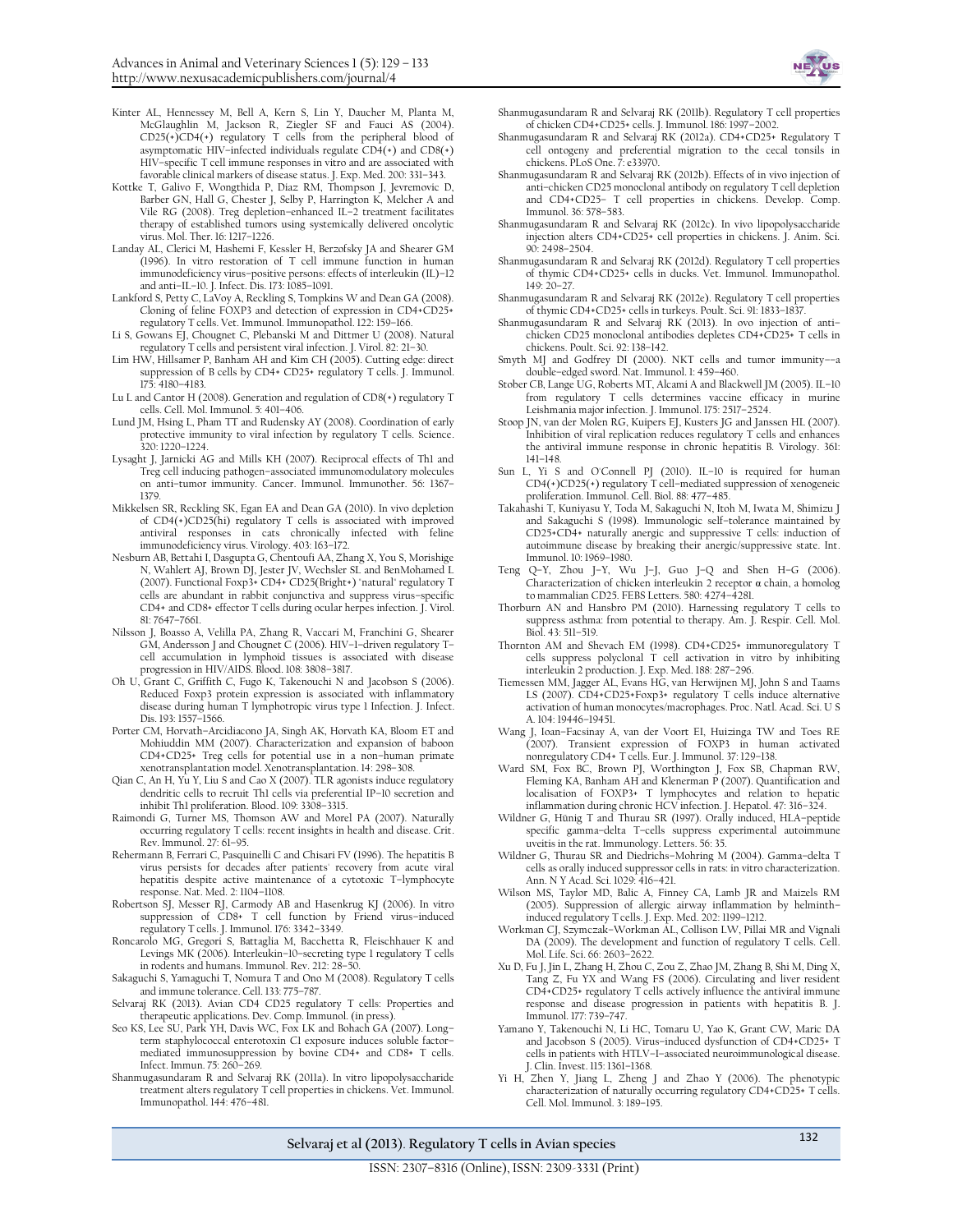Kinter AL, Hennessey M, Bell A, Kern S, Lin Y, Daucher M, Planta M, McGlaughlin M, Jackson R, Ziegler SF and Fauci AS (2004). CD25(+)CD4(+) regulatory T cells from the peripheral blood of asymptomatic HIV–infected individuals regulate CD4(+) and CD8(+) HIV–specific T cell immune responses in vitro and are associated with favorable clinical markers of disease status. J. Exp. Med. 200: 331–343.

Kottke T, Galivo F, Wongthida P, Diaz RM, Thompson J, Jevremovic D, Barber GN, Hall G, Chester J, Selby P, Harrington K, Melcher A and Vile RG (2008). Treg depletion–enhanced IL–2 treatment facilitates therapy of established tumors using systemically delivered oncolytic virus. Mol. Ther. 16: 1217–1226.

Landay AL, Clerici M, Hashemi F, Kessler H, Berzofsky JA and Shearer GM (1996). In vitro restoration of T cell immune function in human immunodeficiency virus–positive persons: effects of interleukin (IL)–12 and anti–IL–10. J. Infect. Dis. 173: 1085–1091.

Lankford S, Petty C, LaVoy A, Reckling S, Tompkins W and Dean GA (2008). Cloning of feline FOXP3 and detection of expression in CD4+CD25+ regulatory T cells. Vet. Immunol. Immunopathol. 122: 159–166.

Li S, Gowans EJ, Chougnet C, Plebanski M and Dittmer U (2008). Natural regulatory T cells and persistent viral infection. J. Virol. 82: 21–30.

Lim HW, Hillsamer P, Banham AH and Kim CH (2005). Cutting edge: direct suppression of B cells by CD4+ CD25+ regulatory T cells. J. Immunol. 175: 4180–4183.

Lu L and Cantor H (2008). Generation and regulation of CD8(+) regulatory T cells. Cell. Mol. Immunol. 5: 401–406.

Lund JM, Hsing L, Pham TT and Rudensky AY (2008). Coordination of early protective immunity to viral infection by regulatory T cells. Science. 320: 1220–1224.

Lysaght J, Jarnicki AG and Mills KH (2007). Reciprocal effects of Th1 and Treg cell inducing pathogen–associated immunomodulatory molecules on anti–tumor immunity. Cancer. Immunol. Immunother. 56: 1367–1379.

Mikkelsen SR, Reckling SK, Egan EA and Dean GA (2010). In vivo depletion of CD(+)CD25(hi) regulatory T cells is associated with improved antiviral responses in cats chronically infected with feline immunodeficiency virus. Virology. 403: 163–172.

Nesburn AB, Bettahi I, Dasgupta G, Chentoufi AA, Zhang X, You S, Morishige N, Wahlert AJ, Brown DJ, Jester JV, Wechsler SL and BenMohamed L (2007). Functional Foxp3+ CD4+ CD25(Bright+) "natural" regulatory T cells are abundant in rabbit conjunctiva and suppress virus–specific CD4+ and CD8+ effector T cells during ocular herpes infection. J. Virol. 81: 7647–7661.

Nilsson J, Boasso A, Velilla PA, Zhang R, Vaccari M, Franchini G, Shearer GM, Andersson J and Chougnet C (2006). HIV–1–driven regulatory T–cell accumulation in lymphoid tissues is associated with disease progression in HIV/AIDS. Blood. 108: 3808–3817.

Oh U, Grant C, Griffith C, Fugo K, Takenouchi N and Jacobson S (2006). Reduced Foxp3 protein expression is associated with inflammatory disease during human T lymphotropic virus type 1 Infection. J. Infect. Dis. 193: 1557–1566.

Porter CM, Horvath–Arcidiacono JA, Singh AK, Horvath KA, Bloom ET and Mohiuddin MM (2007). Characterization and expansion of baboon CD4+CD25+ Treg cells for potential use in a non–human primate xenotransplantation model. Xenotransplantation. 14: 298–308.

Qian C, An H, Yu Y, Liu S and Cao X (2007). TLR agonists induce regulatory dendritic cells to recruit Th1 cells via preferential IP–10 secretion and inhibit Th1 proliferation. Blood. 109: 3308–3315.

Raimondi G, Turner MS, Thomson AW and Morel PA (2007). Naturally occurring regulatory T cells: recent insights in health and disease. Crit. Rev. Immunol. 27: 61–95.

Rehermann B, Ferrari C, Pasquinelli C and Chisari FV (1996). The hepatitis B virus persists for decades after patients' recovery from acute viral hepatitis despite active maintenance of a cytotoxic T–lymphocyte response. Nat. Med. 2: 1104–1108.

Robertson SJ, Messer RJ, Carmody AB and Hasenkrug KJ (2006). In vitro suppression of CD8+ T cell function by Friend virus–induced regulatory T cells. J. Immunol. 176: 3342–3349.

Roncarolo MG, Gregori S, Battaglia M, Bacchetta R, Fleischhauer K and Levings MK (2006). Interleukin–10–secreting type 1 regulatory T cells in rodents and humans. Immunol. Rev. 212: 28–50.

Sakaguchi S, Yamaguchi T, Nomura T and Ono M (2008). Regulatory T cells and immune tolerance. Cell. 133: 775–787.

Selvaraj RK (2013). Avian CD4 CD25 regulatory T cells: Properties and therapeutic applications. Dev. Comp. Immunol. (in press).

Seo KS, Lee SU, Park YH, Davis WC, Fox LK and Bohach GA (2007). Long–term staphylococcal enterotoxin C1 exposure induces soluble factor–mediated immunosuppression by bovine CD4+ and CD8+ T cells. Infect. Immun. 75: 260–269.

Shanmugasundaram R and Selvaraj RK (2011a). In vitro lipopolysaccharide treatment alters regulatory T cell properties in chickens. Vet. Immunol. Immunopathol. 144: 476–481.

Shanmugasundaram R and Selvaraj RK (2011b). Regulatory T cell properties of chicken CD4+CD25+ cells. J. Immunol. 186: 1997–2002.

Shanmugasundaram R and Selvaraj RK (2012a). CD4+CD25+ Regulatory T cell ontogeny and preferential migration to the cecal tonsils in chickens. PLoS One. 7: e33970.

Shanmugasundaram R and Selvaraj RK (2012b). Effects of in vivo injection of anti–chicken CD25 monoclonal antibody on regulatory T cell depletion and CD4+CD25– T cell properties in chickens. Develop. Comp. Immunol. 36: 578–583.

Shanmugasundaram R and Selvaraj RK (2012c). In vivo lipopolysaccharide injection alters CD4+CD25+ cell properties in chickens. J. Anim. Sci. 90: 2498–2504.

Shanmugasundaram R and Selvaraj RK (2012d). Regulatory T cell properties of thymic CD4+CD25+ cells in ducks. Vet. Immunol. Immunopathol. 149: 20–27.

Shanmugasundaram R and Selvaraj RK (2012e). Regulatory T cell properties of thymic CD4+CD25+ cells in turkeys. Poult. Sci. 91: 1833–1837.

Shanmugasundaram R and Selvaraj RK (2013). In ovo injection of anti–chicken CD25 monoclonal antibodies depletes CD4+CD25+ T cells in chickens. Poult. Sci. 92: 138–142.

Smyth MJ and Godfrey DI (2000). NKT cells and tumor immunity––a double–edged sword. Nat. Immunol. 1: 459–460.

Stober CB, Lange UG, Roberts MT, Alcami A and Blackwell JM (2005). IL–10 from regulatory T cells determines vaccine efficacy in murine Leishmania major infection. J. Immunol. 175: 2517–2524.

Stoop JN, van der Molen RG, Kuipers EJ, Kusters JG and Janssen HL (2007). Inhibition of viral replication reduces regulatory T cells and enhances the antiviral immune response in chronic hepatitis B. Virology. 361: 141–148.

Sun L, Yi S and O'Connell PJ (2010). IL–10 is required for human CD4(+)CD25(+) regulatory T cell–mediated suppression of xenogeneic proliferation. Immunol. Cell. Biol. 88: 477–485.

Takahashi T, Kuniyasu Y, Toda M, Sakaguchi N, Itoh M, Iwata M, Shimizu J and Sakaguchi S (1998). Immunologic self–tolerance maintained by CD25+CD4+ naturally anergic and suppressive T cells: induction of autoimmune disease by breaking their anergic/suppressive state. Int. Immunol. 10: 1969–1980.

Teng Q–Y, Zhou J–Y, Wu J–J, Guo J–Q and Shen H–G (2006). Characterization of chicken interleukin 2 receptor α chain, a homolog to mammalian CD25. FEBS Letters. 580: 4274–4281.

Thorburn AN and Hansbro PM (2010). Harnessing regulatory T cells to suppress asthma: from potential to therapy. Am. J. Respir. Cell. Mol. Biol. 43: 511–519.

Thornton AM and Shevach EM (1998). CD4+CD25+ immunoregulatory T cells suppress polyclonal T cell activation in vitro by inhibiting interleukin 2 production. J. Exp. Med. 188: 287–296.

Tiemessen MM, Jagger AL, Evans HG, van Herwijnen MJ, John S and Taams LS (2007). CD4+CD25+Foxp3+ regulatory T cells induce alternative activation of human monocytes/macrophages. Proc. Natl. Acad. Sci. U S A. 104: 19446–19451.

Wang J, Ioan–Facsinay A, van der Voort EI, Huizinga TW and Toes RE (2007). Transient expression of FOXP3 in human activated nonregulatory CD4+ T cells. Eur. J. Immunol. 37: 129–138.

Ward SM, Fox BC, Brown PJ, Worthington J, Fox SB, Chapman RW, Fleming KA, Banham AH and Klenerman P (2007). Quantification and localisation of FOXP3+ T lymphocytes and relation to hepatic inflammation during chronic HCV infection. J. Hepatol. 47: 316–324.

Wildner G, Hünig T and Thurau SR (1997). Orally induced, HLA–peptide specific gamma–delta T–cells suppress experimental autoimmune uveitis in the rat. Immunology. Letters. 56: 35.

Wildner G, Thurau SR and Diedrichs–Mohring M (2004). Gamma–delta T cells as orally induced suppressor cells in rats: in vitro characterization. Ann. N Y Acad. Sci. 1029: 416–421.

Wilson MS, Taylor MD, Balic A, Finney CA, Lamb JR and Maizels RM (2005). Suppression of allergic airway inflammation by helminth–induced regulatory T cells. J. Exp. Med. 202: 1199–1212.

Workman CJ, Szymczak–Workman AL, Collison LW, Pillai MR and Vignali DA (2009). The development and function of regulatory T cells. Cell. Mol. Life. Sci. 66: 2603–2622.

Xu D, Fu J, Jin L, Zhang H, Zhou C, Zou Z, Zhao JM, Zhang B, Shi M, Ding X, Tang Z, Fu YX and Wang FS (2006). Circulating and liver resident CD4+CD25+ regulatory T cells actively influence the antiviral immune response and disease progression in patients with hepatitis B. J. Immunol. 177: 739–747.

Yamano Y, Takenouchi N, Li HC, Tomaru U, Yao K, Grant CW, Maric DA and Jacobson S (2005). Virus–induced dysfunction of CD4+CD25+ T cells in patients with HTLV–I–associated neuroimmunological disease. J. Clin. Invest. 115: 1361–1368.

Yi H, Zhen Y, Jiang L, Zheng J and Zhao Y (2006). The phenotypic characterization of naturally occurring regulatory CD4+CD25+ T cells. Cell. Mol. Immunol. 3: 189–195.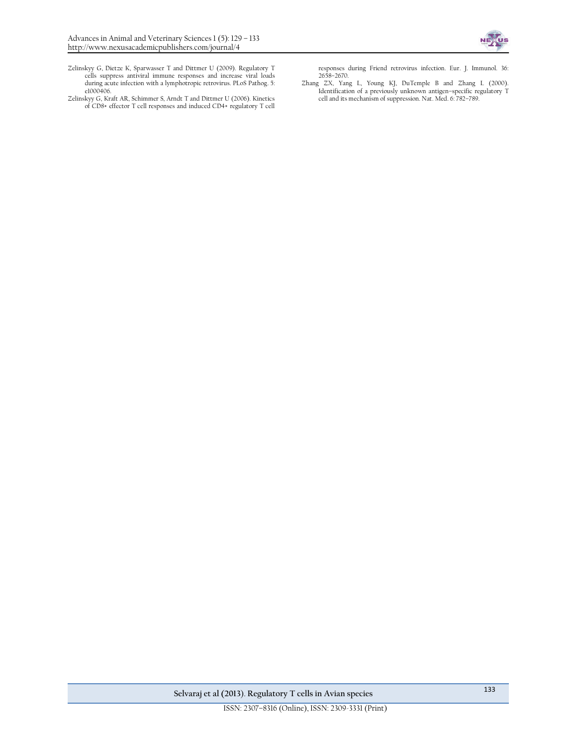Zelinskyy G, Dietze K, Sparwasser T and Dittmer U (2009). Regulatory T cells suppress antiviral immune responses and increase viral loads during acute infection with a lymphotropic retrovirus. PLoS Pathog. 5: e1000406.

Zelinskyy G, Kraft AR, Schimmer S, Arndt T and Dittmer U (2006). Kinetics of CD8+ effector T cell responses and induced CD4+ regulatory T cell responses during Friend retrovirus infection. Eur. J. Immunol. 36: 2658–2670.

Zhang ZX, Yang L, Young KJ, DuTemple B and Zhang L (2000). Identification of a previously unknown antigen–specific regulatory T cell and its mechanism of suppression. Nat. Med. 6: 782–789.